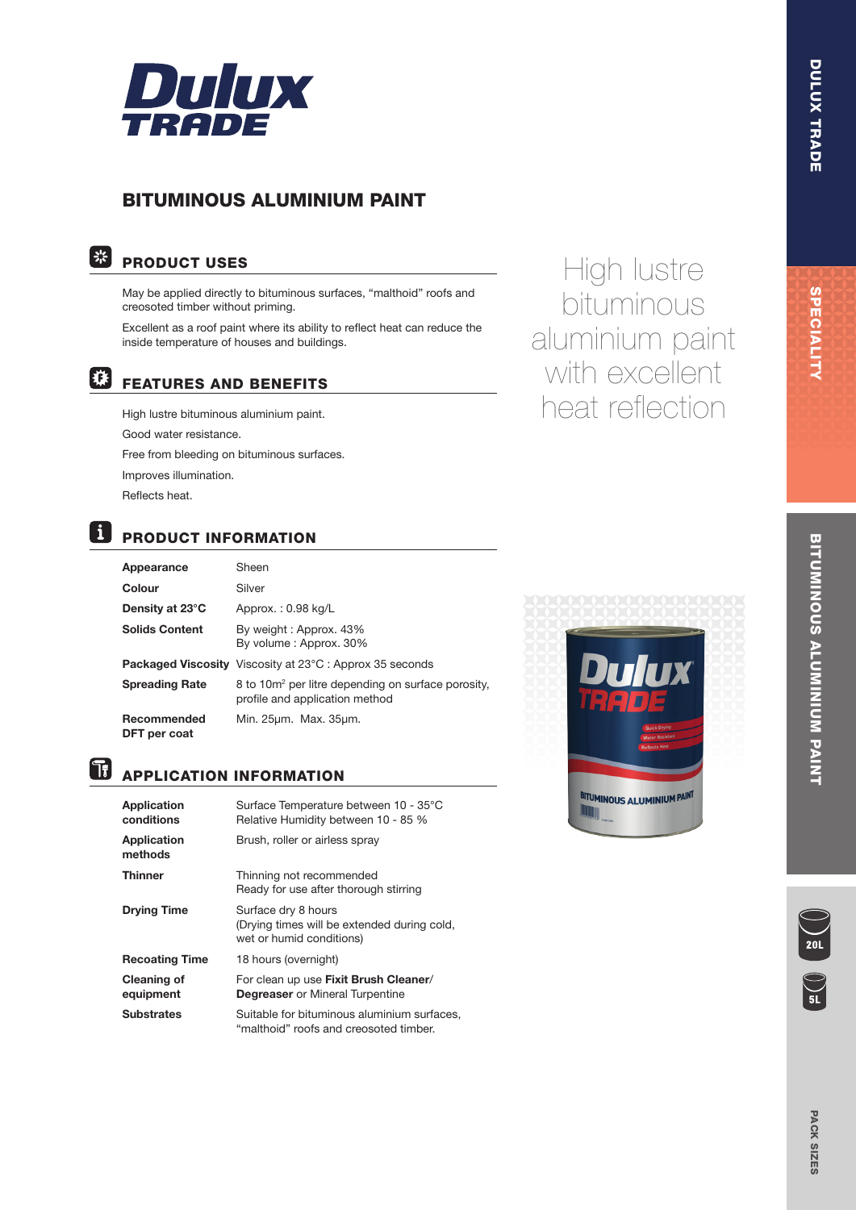# Dulux TRADE

## BITUMINOUS ALUMINIUM PAINT

### PRODUCT USES

May be applied directly to bituminous surfaces, "malthoid" roofs and creosoted timber without priming.

Excellent as a roof paint where its ability to reflect heat can reduce the inside temperature of houses and buildings.

High lustre bituminous aluminium paint with excellent heat reflection

### FEATURES AND BENEFITS

High lustre bituminous aluminium paint.

Good water resistance.

Free from bleeding on bituminous surfaces.

Improves illumination.

Reflects heat.

### PRODUCT INFORMATION

| | |
|---|---|
| **Appearance** | Sheen |
| **Colour** | Silver |
| **Density at 23°C** | Approx. : 0.98 kg/L |
| **Solids Content** | By weight : Approx. 43%<br>By volume : Approx. 30% |
| **Packaged Viscosity** | Viscosity at 23°C : Approx 35 seconds |
| **Spreading Rate** | 8 to 10m² per litre depending on surface porosity, profile and application method |
| **Recommended DFT per coat** | Min. 25µm. Max. 35µm. |

### APPLICATION INFORMATION

| | |
|---|---|
| **Application conditions** | Surface Temperature between 10 - 35°C<br>Relative Humidity between 10 - 85 % |
| **Application methods** | Brush, roller or airless spray |
| **Thinner** | Thinning not recommended<br>Ready for use after thorough stirring |
| **Drying Time** | Surface dry 8 hours<br>(Drying times will be extended during cold, wet or humid conditions) |
| **Recoating Time** | 18 hours (overnight) |
| **Cleaning of equipment** | For clean up use **Fixit Brush Cleaner**/ **Degreaser** or Mineral Turpentine |
| **Substrates** | Suitable for bituminous aluminium surfaces, "malthoid" roofs and creosoted timber. |

DULUX TRADE

SPECIALITY

BITUMINOUS ALUMINIUM PAINT

PACK SIZES: 20L, 5L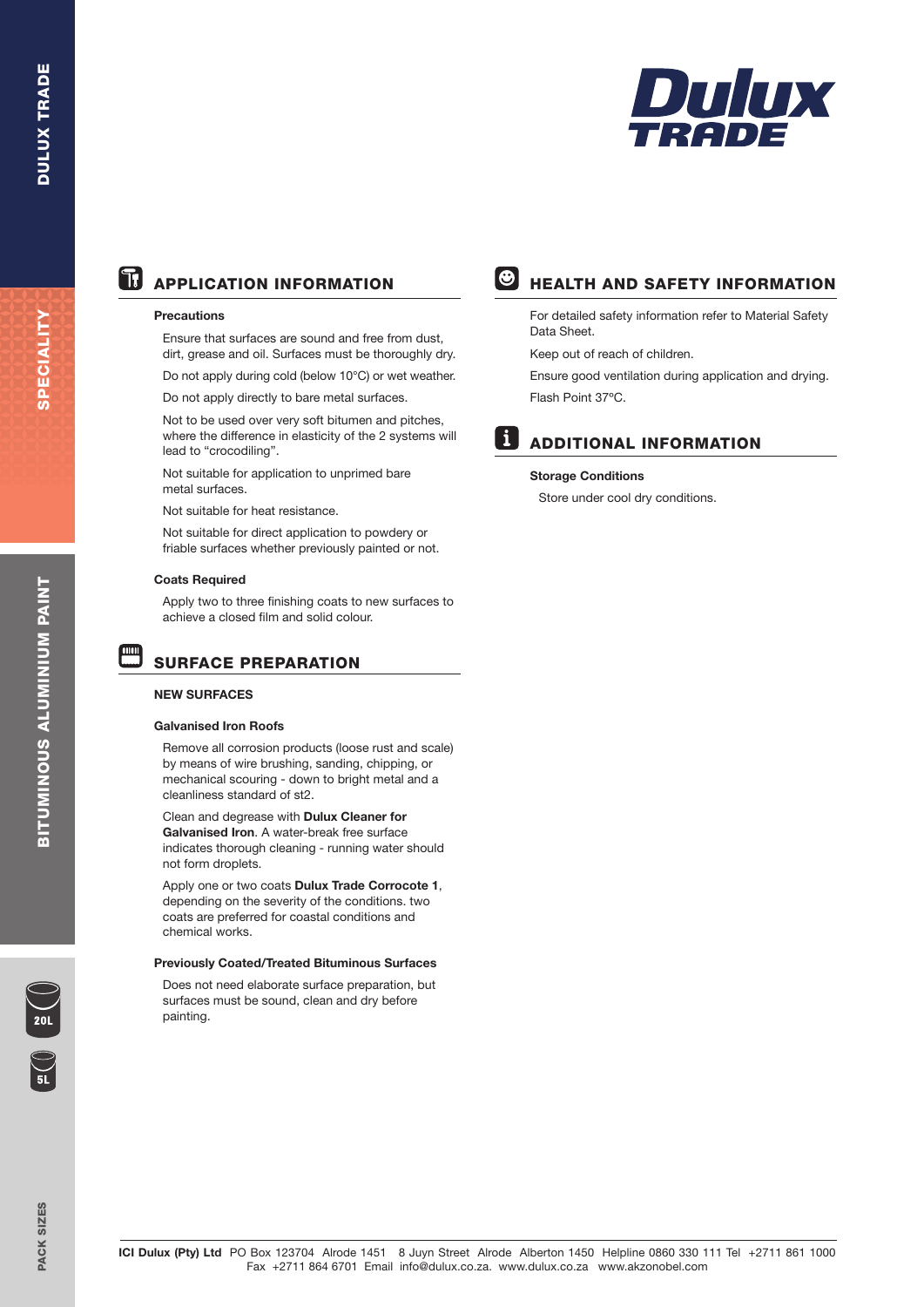## APPLICATION INFORMATION

**Precautions**

Ensure that surfaces are sound and free from dust, dirt, grease and oil. Surfaces must be thoroughly dry.

Do not apply during cold (below 10°C) or wet weather.

Do not apply directly to bare metal surfaces.

Not to be used over very soft bitumen and pitches, where the difference in elasticity of the 2 systems will lead to "crocodiling".

Not suitable for application to unprimed bare metal surfaces.

Not suitable for heat resistance.

Not suitable for direct application to powdery or friable surfaces whether previously painted or not.

**Coats Required**

Apply two to three finishing coats to new surfaces to achieve a closed film and solid colour.

## SURFACE PREPARATION

**NEW SURFACES**

**Galvanised Iron Roofs**

Remove all corrosion products (loose rust and scale) by means of wire brushing, sanding, chipping, or mechanical scouring - down to bright metal and a cleanliness standard of st2.

Clean and degrease with **Dulux Cleaner for Galvanised Iron**. A water-break free surface indicates thorough cleaning - running water should not form droplets.

Apply one or two coats **Dulux Trade Corrocote 1**, depending on the severity of the conditions. two coats are preferred for coastal conditions and chemical works.

**Previously Coated/Treated Bituminous Surfaces**

Does not need elaborate surface preparation, but surfaces must be sound, clean and dry before painting.

## HEALTH AND SAFETY INFORMATION

For detailed safety information refer to Material Safety Data Sheet.

Keep out of reach of children.

Ensure good ventilation during application and drying.

Flash Point 37ºC.

## ADDITIONAL INFORMATION

**Storage Conditions**

Store under cool dry conditions.

DULUX TRADE

SPECIALITY

BITUMINOUS ALUMINIUM PAINT

PACK SIZES

20L

5L

**ICI Dulux (Pty) Ltd** PO Box 123704 Alrode 1451 8 Juyn Street Alrode Alberton 1450 Helpline 0860 330 111 Tel +2711 861 1000 Fax +2711 864 6701 Email info@dulux.co.za. www.dulux.co.za www.akzonobel.com